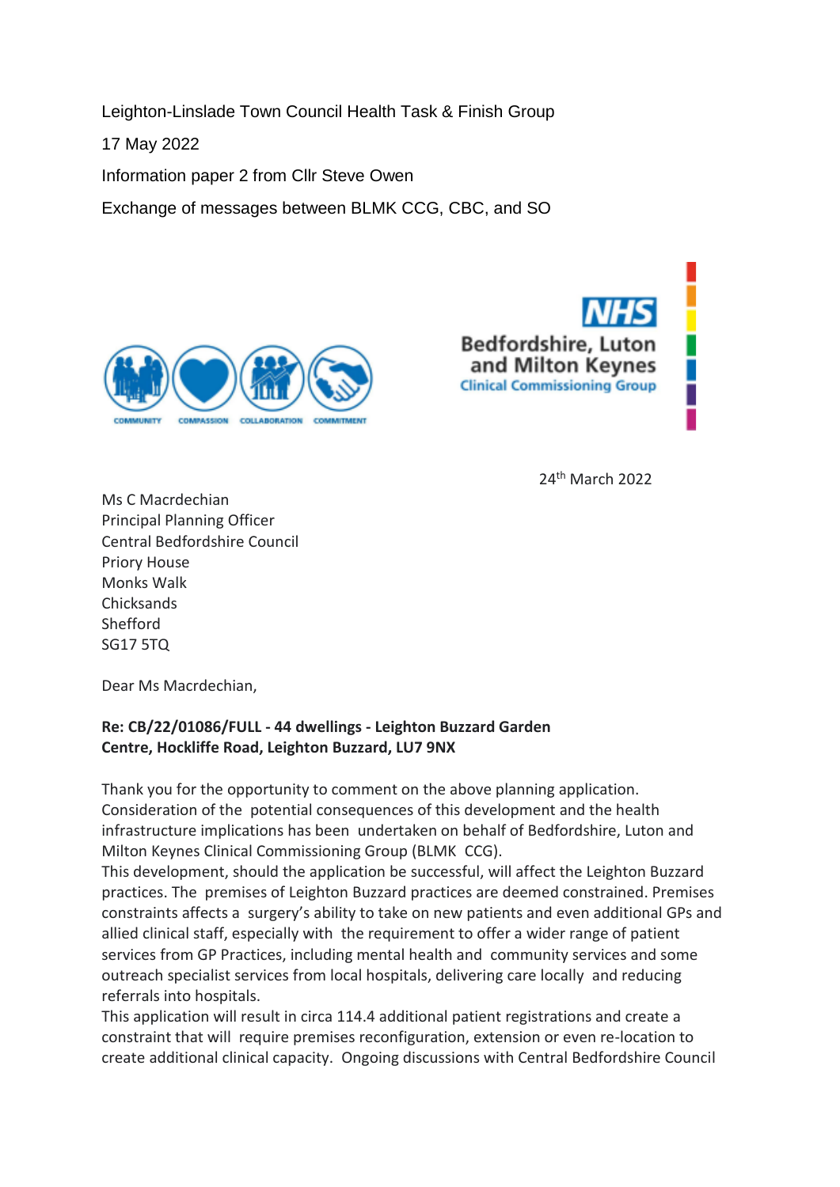Leighton-Linslade Town Council Health Task & Finish Group

17 May 2022

Information paper 2 from Cllr Steve Owen

Exchange of messages between BLMK CCG, CBC, and SO

COMMUNITY COMPASSION COLLABORATION COMMITMENT

NHS
Bedfordshire, Luton and Milton Keynes
Clinical Commissioning Group

24th March 2022

Ms C Macrdechian
Principal Planning Officer
Central Bedfordshire Council
Priory House
Monks Walk
Chicksands
Shefford
SG17 5TQ

Dear Ms Macrdechian,

**Re: CB/22/01086/FULL - 44 dwellings - Leighton Buzzard Garden Centre, Hockliffe Road, Leighton Buzzard, LU7 9NX**

Thank you for the opportunity to comment on the above planning application. Consideration of the potential consequences of this development and the health infrastructure implications has been undertaken on behalf of Bedfordshire, Luton and Milton Keynes Clinical Commissioning Group (BLMK CCG).

This development, should the application be successful, will affect the Leighton Buzzard practices. The premises of Leighton Buzzard practices are deemed constrained. Premises constraints affects a surgery's ability to take on new patients and even additional GPs and allied clinical staff, especially with the requirement to offer a wider range of patient services from GP Practices, including mental health and community services and some outreach specialist services from local hospitals, delivering care locally and reducing referrals into hospitals.

This application will result in circa 114.4 additional patient registrations and create a constraint that will require premises reconfiguration, extension or even re-location to create additional clinical capacity. Ongoing discussions with Central Bedfordshire Council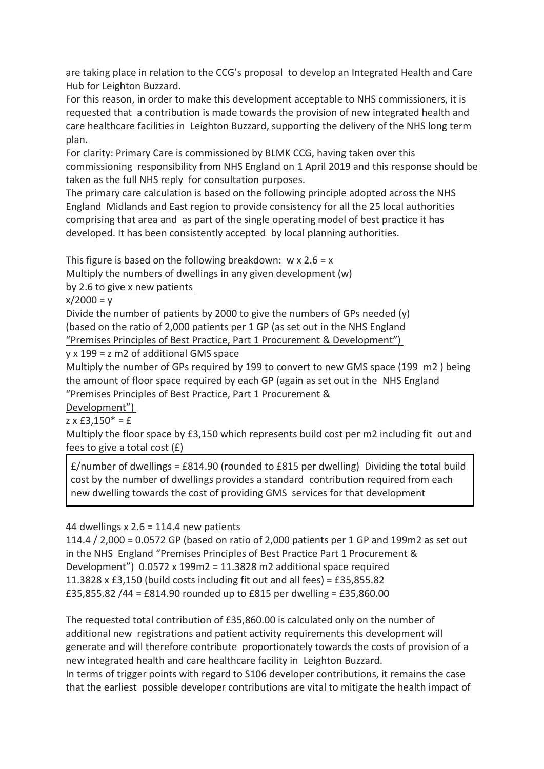are taking place in relation to the CCG's proposal to develop an Integrated Health and Care Hub for Leighton Buzzard.

For this reason, in order to make this development acceptable to NHS commissioners, it is requested that a contribution is made towards the provision of new integrated health and care healthcare facilities in Leighton Buzzard, supporting the delivery of the NHS long term plan.

For clarity: Primary Care is commissioned by BLMK CCG, having taken over this commissioning responsibility from NHS England on 1 April 2019 and this response should be taken as the full NHS reply for consultation purposes.

The primary care calculation is based on the following principle adopted across the NHS England Midlands and East region to provide consistency for all the 25 local authorities comprising that area and as part of the single operating model of best practice it has developed. It has been consistently accepted by local planning authorities.

This figure is based on the following breakdown: w x 2.6 = x

Multiply the numbers of dwellings in any given development (w) by 2.6 to give x new patients

x/2000 = y

Divide the number of patients by 2000 to give the numbers of GPs needed (y) (based on the ratio of 2,000 patients per 1 GP (as set out in the NHS England "Premises Principles of Best Practice, Part 1 Procurement & Development")

y x 199 = z m2 of additional GMS space

Multiply the number of GPs required by 199 to convert to new GMS space (199 m2 ) being the amount of floor space required by each GP (again as set out in the NHS England "Premises Principles of Best Practice, Part 1 Procurement & Development")

z x £3,150* = £

Multiply the floor space by £3,150 which represents build cost per m2 including fit out and fees to give a total cost (£)

£/number of dwellings = £814.90 (rounded to £815 per dwelling) Dividing the total build cost by the number of dwellings provides a standard contribution required from each new dwelling towards the cost of providing GMS services for that development

44 dwellings x 2.6 = 114.4 new patients

114.4 / 2,000 = 0.0572 GP (based on ratio of 2,000 patients per 1 GP and 199m2 as set out in the NHS England "Premises Principles of Best Practice Part 1 Procurement & Development") 0.0572 x 199m2 = 11.3828 m2 additional space required

11.3828 x £3,150 (build costs including fit out and all fees) = £35,855.82

£35,855.82 /44 = £814.90 rounded up to £815 per dwelling = £35,860.00

The requested total contribution of £35,860.00 is calculated only on the number of additional new registrations and patient activity requirements this development will generate and will therefore contribute proportionately towards the costs of provision of a new integrated health and care healthcare facility in Leighton Buzzard.

In terms of trigger points with regard to S106 developer contributions, it remains the case that the earliest possible developer contributions are vital to mitigate the health impact of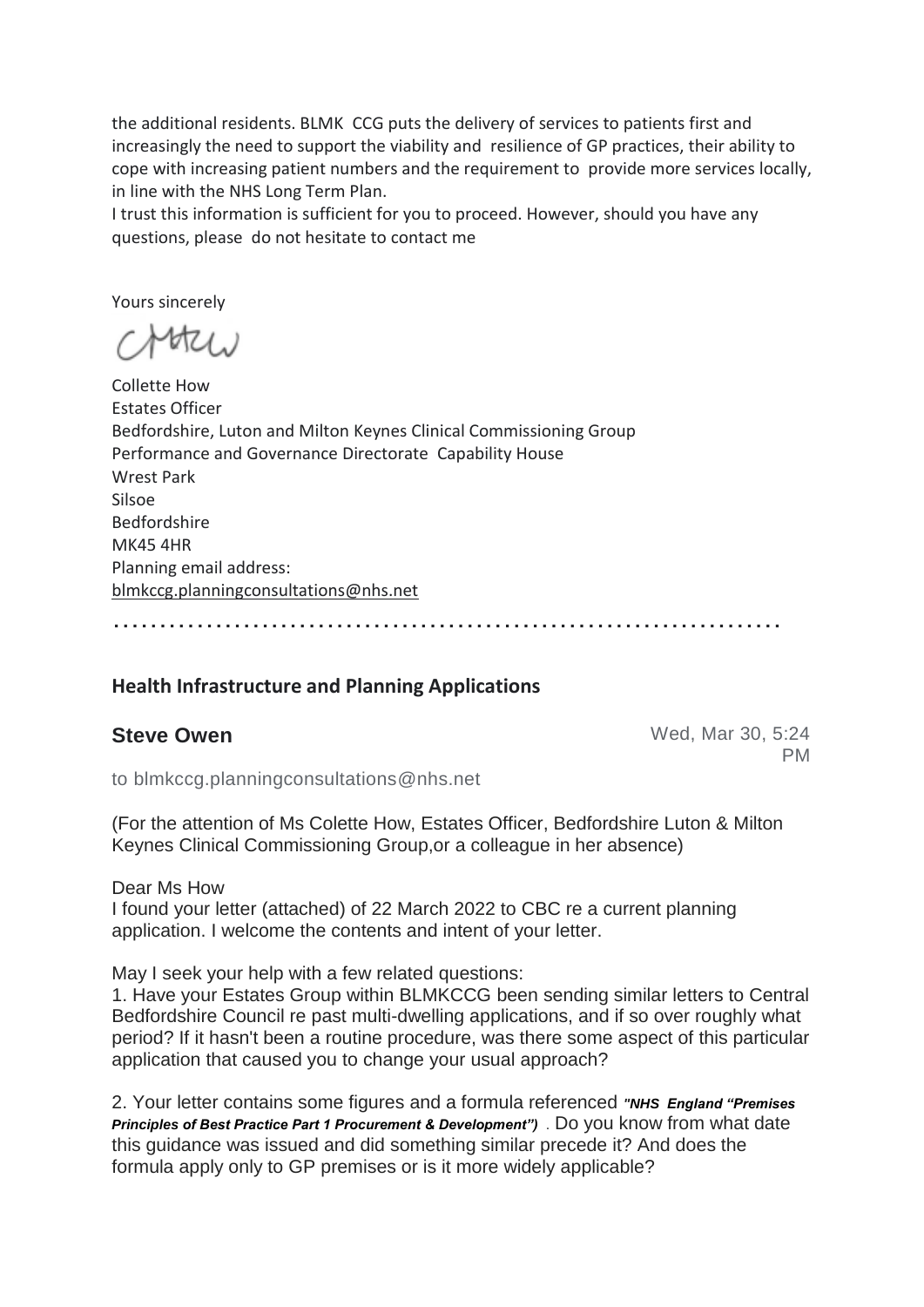the additional residents. BLMK CCG puts the delivery of services to patients first and increasingly the need to support the viability and resilience of GP practices, their ability to cope with increasing patient numbers and the requirement to provide more services locally, in line with the NHS Long Term Plan.

I trust this information is sufficient for you to proceed. However, should you have any questions, please do not hesitate to contact me

Yours sincerely

Collette How
Estates Officer
Bedfordshire, Luton and Milton Keynes Clinical Commissioning Group
Performance and Governance Directorate Capability House
Wrest Park
Silsoe
Bedfordshire
MK45 4HR
Planning email address:
blmkccg.planningconsultations@nhs.net

......................................................................

## Health Infrastructure and Planning Applications

**Steve Owen** Wed, Mar 30, 5:24 PM

to blmkccg.planningconsultations@nhs.net

(For the attention of Ms Colette How, Estates Officer, Bedfordshire Luton & Milton Keynes Clinical Commissioning Group,or a colleague in her absence)

Dear Ms How

I found your letter (attached) of 22 March 2022 to CBC re a current planning application. I welcome the contents and intent of your letter.

May I seek your help with a few related questions:

1. Have your Estates Group within BLMKCCG been sending similar letters to Central Bedfordshire Council re past multi-dwelling applications, and if so over roughly what period? If it hasn't been a routine procedure, was there some aspect of this particular application that caused you to change your usual approach?

2. Your letter contains some figures and a formula referenced ***"NHS England "Premises Principles of Best Practice Part 1 Procurement & Development")*** . Do you know from what date this guidance was issued and did something similar precede it? And does the formula apply only to GP premises or is it more widely applicable?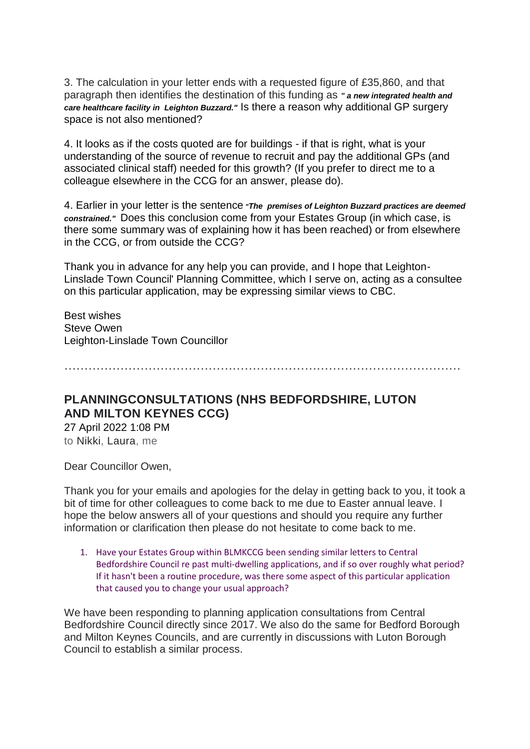3. The calculation in your letter ends with a requested figure of £35,860, and that paragraph then identifies the destination of this funding as ***" a new integrated health and care healthcare facility in Leighton Buzzard."*** Is there a reason why additional GP surgery space is not also mentioned?

4. It looks as if the costs quoted are for buildings - if that is right, what is your understanding of the source of revenue to recruit and pay the additional GPs (and associated clinical staff) needed for this growth? (If you prefer to direct me to a colleague elsewhere in the CCG for an answer, please do).

4. Earlier in your letter is the sentence ***"The premises of Leighton Buzzard practices are deemed constrained."*** Does this conclusion come from your Estates Group (in which case, is there some summary was of explaining how it has been reached) or from elsewhere in the CCG, or from outside the CCG?

Thank you in advance for any help you can provide, and I hope that Leighton-Linslade Town Council' Planning Committee, which I serve on, acting as a consultee on this particular application, may be expressing similar views to CBC.

Best wishes
Steve Owen
Leighton-Linslade Town Councillor

…………………………………………………………………………………………

## PLANNINGCONSULTATIONS (NHS BEDFORDSHIRE, LUTON AND MILTON KEYNES CCG)

27 April 2022 1:08 PM
to Nikki, Laura, me

Dear Councillor Owen,

Thank you for your emails and apologies for the delay in getting back to you, it took a bit of time for other colleagues to come back to me due to Easter annual leave. I hope the below answers all of your questions and should you require any further information or clarification then please do not hesitate to come back to me.

1. Have your Estates Group within BLMKCCG been sending similar letters to Central Bedfordshire Council re past multi-dwelling applications, and if so over roughly what period? If it hasn't been a routine procedure, was there some aspect of this particular application that caused you to change your usual approach?

We have been responding to planning application consultations from Central Bedfordshire Council directly since 2017. We also do the same for Bedford Borough and Milton Keynes Councils, and are currently in discussions with Luton Borough Council to establish a similar process.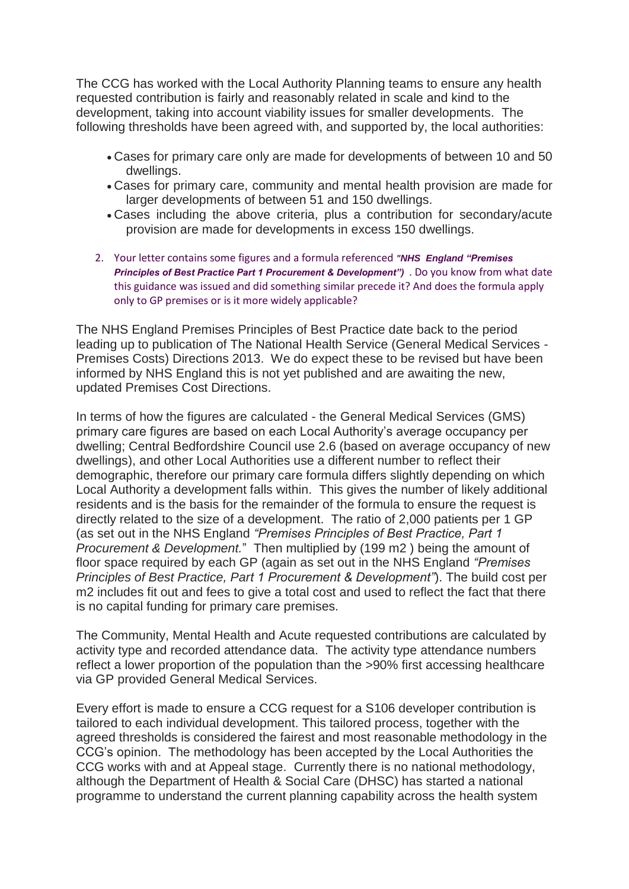The CCG has worked with the Local Authority Planning teams to ensure any health requested contribution is fairly and reasonably related in scale and kind to the development, taking into account viability issues for smaller developments. The following thresholds have been agreed with, and supported by, the local authorities:

- Cases for primary care only are made for developments of between 10 and 50 dwellings.
- Cases for primary care, community and mental health provision are made for larger developments of between 51 and 150 dwellings.
- Cases including the above criteria, plus a contribution for secondary/acute provision are made for developments in excess 150 dwellings.

2. Your letter contains some figures and a formula referenced ***"NHS England "Premises Principles of Best Practice Part 1 Procurement & Development")*** . Do you know from what date this guidance was issued and did something similar precede it? And does the formula apply only to GP premises or is it more widely applicable?

The NHS England Premises Principles of Best Practice date back to the period leading up to publication of The National Health Service (General Medical Services - Premises Costs) Directions 2013. We do expect these to be revised but have been informed by NHS England this is not yet published and are awaiting the new, updated Premises Cost Directions.

In terms of how the figures are calculated - the General Medical Services (GMS) primary care figures are based on each Local Authority's average occupancy per dwelling; Central Bedfordshire Council use 2.6 (based on average occupancy of new dwellings), and other Local Authorities use a different number to reflect their demographic, therefore our primary care formula differs slightly depending on which Local Authority a development falls within. This gives the number of likely additional residents and is the basis for the remainder of the formula to ensure the request is directly related to the size of a development. The ratio of 2,000 patients per 1 GP (as set out in the NHS England *"Premises Principles of Best Practice, Part 1 Procurement & Development."* Then multiplied by (199 m2 ) being the amount of floor space required by each GP (again as set out in the NHS England *"Premises Principles of Best Practice, Part 1 Procurement & Development"*). The build cost per m2 includes fit out and fees to give a total cost and used to reflect the fact that there is no capital funding for primary care premises.

The Community, Mental Health and Acute requested contributions are calculated by activity type and recorded attendance data. The activity type attendance numbers reflect a lower proportion of the population than the >90% first accessing healthcare via GP provided General Medical Services.

Every effort is made to ensure a CCG request for a S106 developer contribution is tailored to each individual development. This tailored process, together with the agreed thresholds is considered the fairest and most reasonable methodology in the CCG's opinion. The methodology has been accepted by the Local Authorities the CCG works with and at Appeal stage. Currently there is no national methodology, although the Department of Health & Social Care (DHSC) has started a national programme to understand the current planning capability across the health system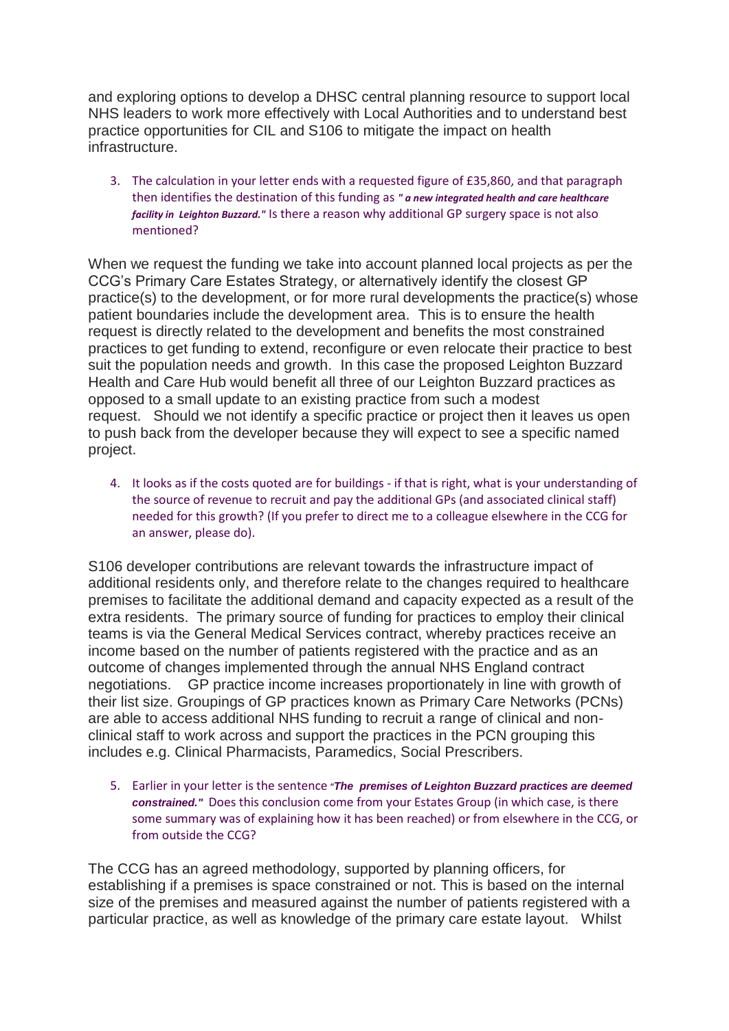and exploring options to develop a DHSC central planning resource to support local NHS leaders to work more effectively with Local Authorities and to understand best practice opportunities for CIL and S106 to mitigate the impact on health infrastructure.

3. The calculation in your letter ends with a requested figure of £35,860, and that paragraph then identifies the destination of this funding as "***a new integrated health and care healthcare facility in Leighton Buzzard.***" Is there a reason why additional GP surgery space is not also mentioned?

When we request the funding we take into account planned local projects as per the CCG's Primary Care Estates Strategy, or alternatively identify the closest GP practice(s) to the development, or for more rural developments the practice(s) whose patient boundaries include the development area. This is to ensure the health request is directly related to the development and benefits the most constrained practices to get funding to extend, reconfigure or even relocate their practice to best suit the population needs and growth. In this case the proposed Leighton Buzzard Health and Care Hub would benefit all three of our Leighton Buzzard practices as opposed to a small update to an existing practice from such a modest request. Should we not identify a specific practice or project then it leaves us open to push back from the developer because they will expect to see a specific named project.

4. It looks as if the costs quoted are for buildings - if that is right, what is your understanding of the source of revenue to recruit and pay the additional GPs (and associated clinical staff) needed for this growth? (If you prefer to direct me to a colleague elsewhere in the CCG for an answer, please do).

S106 developer contributions are relevant towards the infrastructure impact of additional residents only, and therefore relate to the changes required to healthcare premises to facilitate the additional demand and capacity expected as a result of the extra residents. The primary source of funding for practices to employ their clinical teams is via the General Medical Services contract, whereby practices receive an income based on the number of patients registered with the practice and as an outcome of changes implemented through the annual NHS England contract negotiations. GP practice income increases proportionately in line with growth of their list size. Groupings of GP practices known as Primary Care Networks (PCNs) are able to access additional NHS funding to recruit a range of clinical and non-clinical staff to work across and support the practices in the PCN grouping this includes e.g. Clinical Pharmacists, Paramedics, Social Prescribers.

5. Earlier in your letter is the sentence "***The premises of Leighton Buzzard practices are deemed constrained.***" Does this conclusion come from your Estates Group (in which case, is there some summary was of explaining how it has been reached) or from elsewhere in the CCG, or from outside the CCG?

The CCG has an agreed methodology, supported by planning officers, for establishing if a premises is space constrained or not. This is based on the internal size of the premises and measured against the number of patients registered with a particular practice, as well as knowledge of the primary care estate layout. Whilst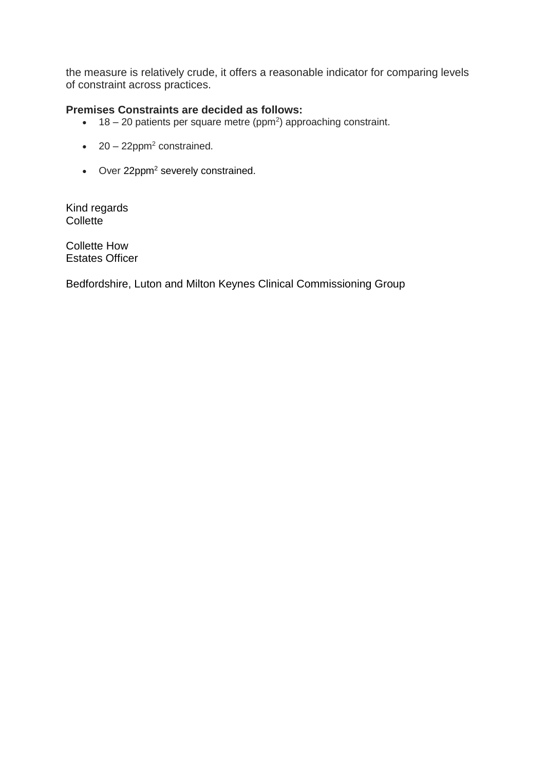the measure is relatively crude, it offers a reasonable indicator for comparing levels of constraint across practices.

**Premises Constraints are decided as follows:**

- 18 – 20 patients per square metre (ppm$^2$) approaching constraint.
- 20 – 22ppm$^2$ constrained.
- Over 22ppm$^2$ severely constrained.

Kind regards
Collette

Collette How
Estates Officer

Bedfordshire, Luton and Milton Keynes Clinical Commissioning Group